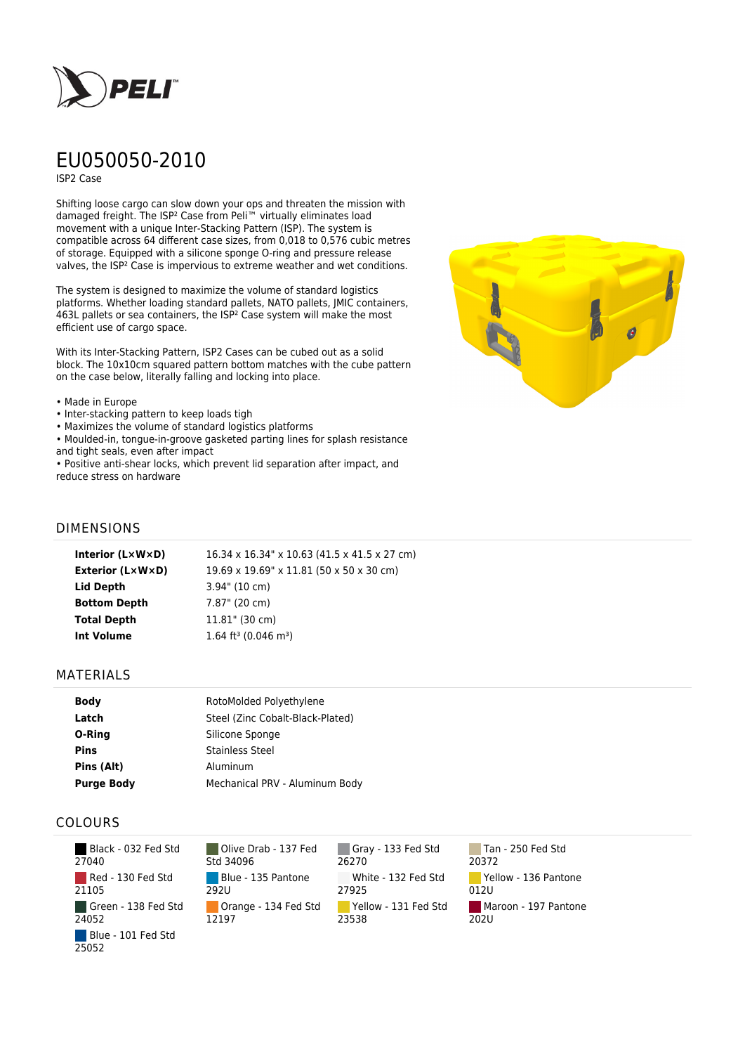# EU050050-2010

ISP2 Case

Shifting loose cargo can slow down your ops and threaten the mission with damaged freight. The ISP² Case from Peli™ virtually eliminates load movement with a unique Inter-Stacking Pattern (ISP). The system is compatible across 64 different case sizes, from 0,018 to 0,576 cubic metres of storage. Equipped with a silicone sponge O-ring and pressure release valves, the ISP² Case is impervious to extreme weather and wet conditions.

The system is designed to maximize the volume of standard logistics platforms. Whether loading standard pallets, NATO pallets, JMIC containers, 463L pallets or sea containers, the ISP² Case system will make the most efficient use of cargo space.

With its Inter-Stacking Pattern, ISP2 Cases can be cubed out as a solid block. The 10x10cm squared pattern bottom matches with the cube pattern on the case below, literally falling and locking into place.

- Made in Europe
- Inter-stacking pattern to keep loads tigh
- Maximizes the volume of standard logistics platforms
- Moulded-in, tongue-in-groove gasketed parting lines for splash resistance and tight seals, even after impact
- Positive anti-shear locks, which prevent lid separation after impact, and reduce stress on hardware

## DIMENSIONS

| | |
|---|---|
| **Interior (L×W×D)** | 16.34 x 16.34" x 10.63 (41.5 x 41.5 x 27 cm) |
| **Exterior (L×W×D)** | 19.69 x 19.69" x 11.81 (50 x 50 x 30 cm) |
| **Lid Depth** | 3.94" (10 cm) |
| **Bottom Depth** | 7.87" (20 cm) |
| **Total Depth** | 11.81" (30 cm) |
| **Int Volume** | 1.64 ft³ (0.046 m³) |

## MATERIALS

| | |
|---|---|
| **Body** | RotoMolded Polyethylene |
| **Latch** | Steel (Zinc Cobalt-Black-Plated) |
| **O-Ring** | Silicone Sponge |
| **Pins** | Stainless Steel |
| **Pins (Alt)** | Aluminum |
| **Purge Body** | Mechanical PRV - Aluminum Body |

## COLOURS

- Black - 032 Fed Std 27040
- Olive Drab - 137 Fed Std 34096
- Gray - 133 Fed Std 26270
- Tan - 250 Fed Std 20372
- Red - 130 Fed Std 21105
- Blue - 135 Pantone 292U
- White - 132 Fed Std 27925
- Yellow - 136 Pantone 012U
- Green - 138 Fed Std 24052
- Orange - 134 Fed Std 12197
- Yellow - 131 Fed Std 23538
- Maroon - 197 Pantone 202U
- Blue - 101 Fed Std 25052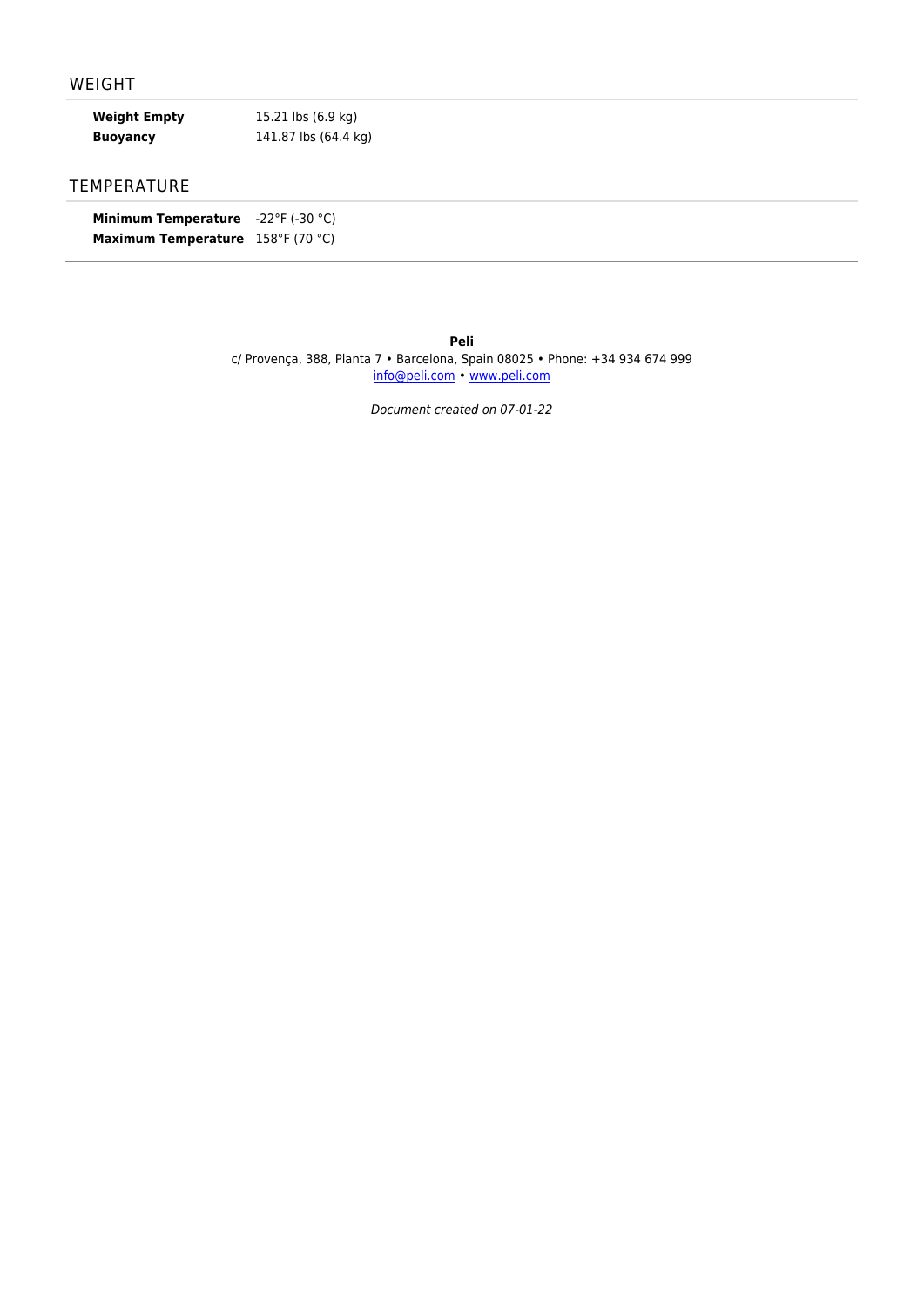## WEIGHT

| | |
|---|---|
| **Weight Empty** | 15.21 lbs (6.9 kg) |
| **Buoyancy** | 141.87 lbs (64.4 kg) |

## TEMPERATURE

| | |
|---|---|
| **Minimum Temperature** | -22°F (-30 °C) |
| **Maximum Temperature** | 158°F (70 °C) |

**Peli**
c/ Provença, 388, Planta 7 • Barcelona, Spain 08025 • Phone: +34 934 674 999
info@peli.com • www.peli.com

*Document created on 07-01-22*